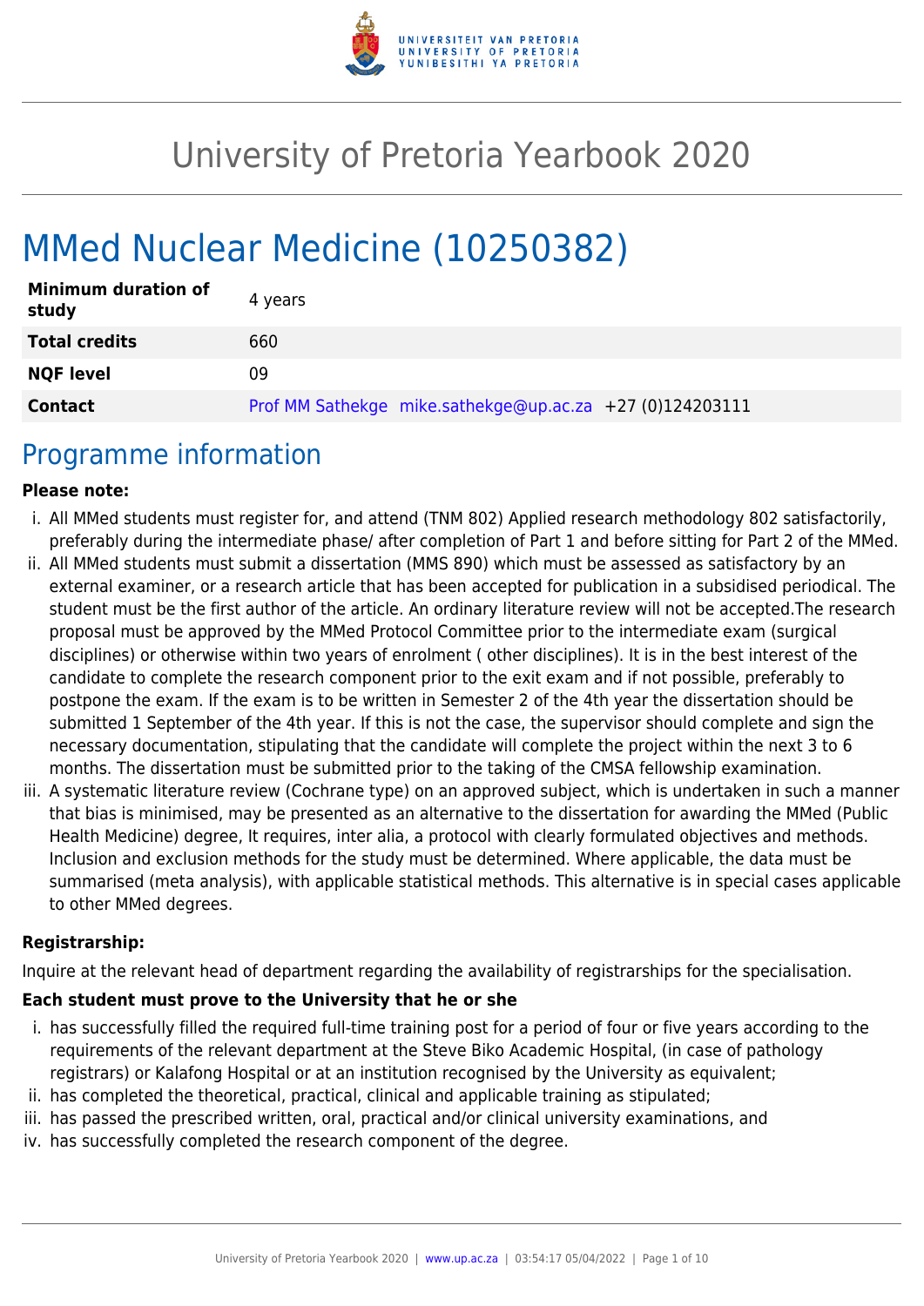# University of Pretoria Yearbook 2020

# MMed Nuclear Medicine (10250382)

| | |
|---|---|
| **Minimum duration of study** | 4 years |
| **Total credits** | 660 |
| **NQF level** | 09 |
| **Contact** | Prof MM Sathekge mike.sathekge@up.ac.za +27 (0)124203111 |

## Programme information

**Please note:**

i. All MMed students must register for, and attend (TNM 802) Applied research methodology 802 satisfactorily, preferably during the intermediate phase/ after completion of Part 1 and before sitting for Part 2 of the MMed.

ii. All MMed students must submit a dissertation (MMS 890) which must be assessed as satisfactory by an external examiner, or a research article that has been accepted for publication in a subsidised periodical. The student must be the first author of the article. An ordinary literature review will not be accepted.The research proposal must be approved by the MMed Protocol Committee prior to the intermediate exam (surgical disciplines) or otherwise within two years of enrolment ( other disciplines). It is in the best interest of the candidate to complete the research component prior to the exit exam and if not possible, preferably to postpone the exam. If the exam is to be written in Semester 2 of the 4th year the dissertation should be submitted 1 September of the 4th year. If this is not the case, the supervisor should complete and sign the necessary documentation, stipulating that the candidate will complete the project within the next 3 to 6 months. The dissertation must be submitted prior to the taking of the CMSA fellowship examination.

iii. A systematic literature review (Cochrane type) on an approved subject, which is undertaken in such a manner that bias is minimised, may be presented as an alternative to the dissertation for awarding the MMed (Public Health Medicine) degree, It requires, inter alia, a protocol with clearly formulated objectives and methods. Inclusion and exclusion methods for the study must be determined. Where applicable, the data must be summarised (meta analysis), with applicable statistical methods. This alternative is in special cases applicable to other MMed degrees.

**Registrarship:**

Inquire at the relevant head of department regarding the availability of registrarships for the specialisation.

**Each student must prove to the University that he or she**

i. has successfully filled the required full-time training post for a period of four or five years according to the requirements of the relevant department at the Steve Biko Academic Hospital, (in case of pathology registrars) or Kalafong Hospital or at an institution recognised by the University as equivalent;

ii. has completed the theoretical, practical, clinical and applicable training as stipulated;

iii. has passed the prescribed written, oral, practical and/or clinical university examinations, and

iv. has successfully completed the research component of the degree.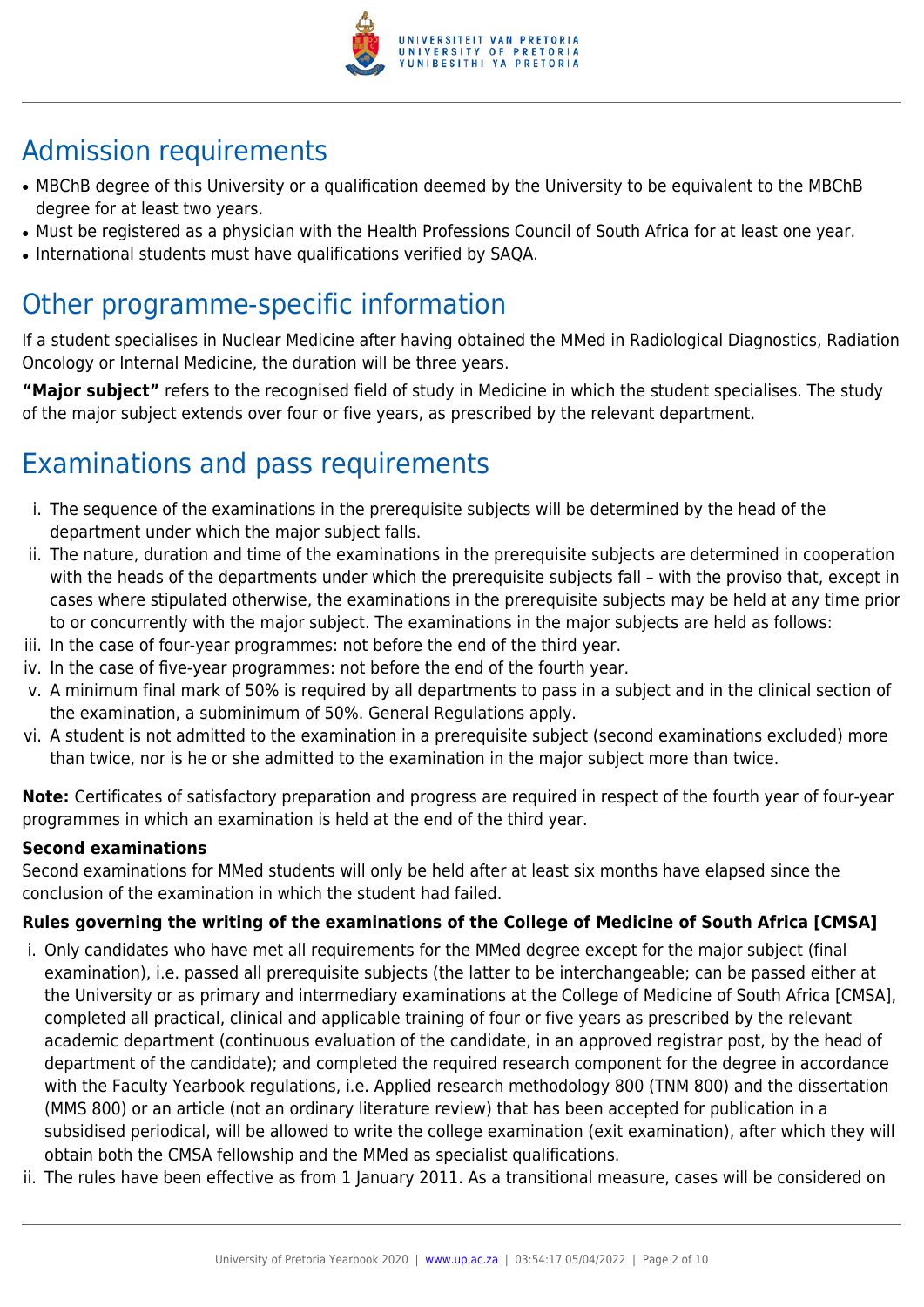## Admission requirements

- MBChB degree of this University or a qualification deemed by the University to be equivalent to the MBChB degree for at least two years.
- Must be registered as a physician with the Health Professions Council of South Africa for at least one year.
- International students must have qualifications verified by SAQA.

## Other programme-specific information

If a student specialises in Nuclear Medicine after having obtained the MMed in Radiological Diagnostics, Radiation Oncology or Internal Medicine, the duration will be three years.

**"Major subject"** refers to the recognised field of study in Medicine in which the student specialises. The study of the major subject extends over four or five years, as prescribed by the relevant department.

## Examinations and pass requirements

i. The sequence of the examinations in the prerequisite subjects will be determined by the head of the department under which the major subject falls.
ii. The nature, duration and time of the examinations in the prerequisite subjects are determined in cooperation with the heads of the departments under which the prerequisite subjects fall – with the proviso that, except in cases where stipulated otherwise, the examinations in the prerequisite subjects may be held at any time prior to or concurrently with the major subject. The examinations in the major subjects are held as follows:
iii. In the case of four-year programmes: not before the end of the third year.
iv. In the case of five-year programmes: not before the end of the fourth year.
v. A minimum final mark of 50% is required by all departments to pass in a subject and in the clinical section of the examination, a subminimum of 50%. General Regulations apply.
vi. A student is not admitted to the examination in a prerequisite subject (second examinations excluded) more than twice, nor is he or she admitted to the examination in the major subject more than twice.

**Note:** Certificates of satisfactory preparation and progress are required in respect of the fourth year of four-year programmes in which an examination is held at the end of the third year.

**Second examinations**

Second examinations for MMed students will only be held after at least six months have elapsed since the conclusion of the examination in which the student had failed.

**Rules governing the writing of the examinations of the College of Medicine of South Africa [CMSA]**

i. Only candidates who have met all requirements for the MMed degree except for the major subject (final examination), i.e. passed all prerequisite subjects (the latter to be interchangeable; can be passed either at the University or as primary and intermediary examinations at the College of Medicine of South Africa [CMSA], completed all practical, clinical and applicable training of four or five years as prescribed by the relevant academic department (continuous evaluation of the candidate, in an approved registrar post, by the head of department of the candidate); and completed the required research component for the degree in accordance with the Faculty Yearbook regulations, i.e. Applied research methodology 800 (TNM 800) and the dissertation (MMS 800) or an article (not an ordinary literature review) that has been accepted for publication in a subsidised periodical, will be allowed to write the college examination (exit examination), after which they will obtain both the CMSA fellowship and the MMed as specialist qualifications.
ii. The rules have been effective as from 1 January 2011. As a transitional measure, cases will be considered on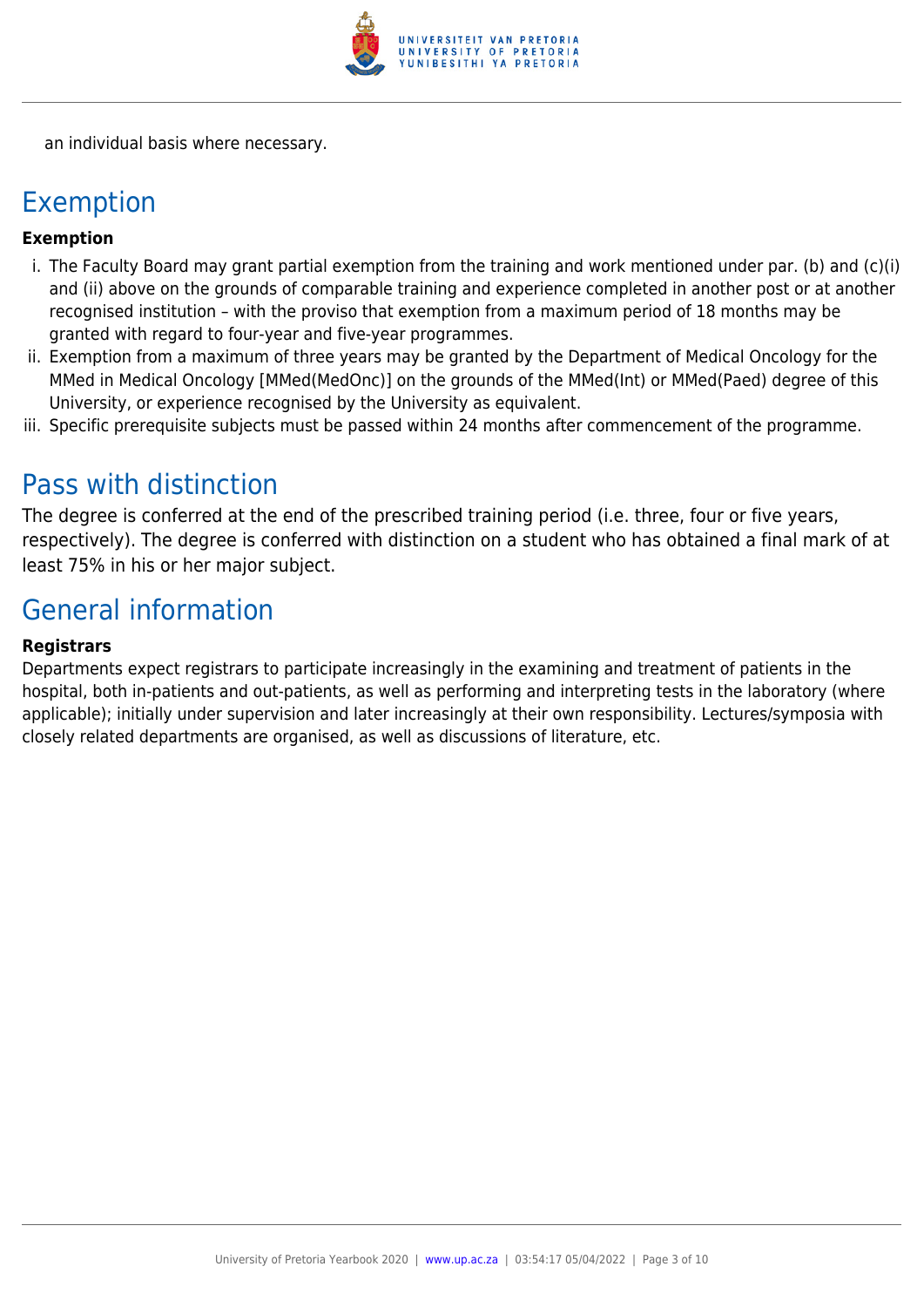an individual basis where necessary.

## Exemption

**Exemption**

i. The Faculty Board may grant partial exemption from the training and work mentioned under par. (b) and (c)(i) and (ii) above on the grounds of comparable training and experience completed in another post or at another recognised institution – with the proviso that exemption from a maximum period of 18 months may be granted with regard to four-year and five-year programmes.
ii. Exemption from a maximum of three years may be granted by the Department of Medical Oncology for the MMed in Medical Oncology [MMed(MedOnc)] on the grounds of the MMed(Int) or MMed(Paed) degree of this University, or experience recognised by the University as equivalent.
iii. Specific prerequisite subjects must be passed within 24 months after commencement of the programme.

## Pass with distinction

The degree is conferred at the end of the prescribed training period (i.e. three, four or five years, respectively). The degree is conferred with distinction on a student who has obtained a final mark of at least 75% in his or her major subject.

## General information

**Registrars**

Departments expect registrars to participate increasingly in the examining and treatment of patients in the hospital, both in-patients and out-patients, as well as performing and interpreting tests in the laboratory (where applicable); initially under supervision and later increasingly at their own responsibility. Lectures/symposia with closely related departments are organised, as well as discussions of literature, etc.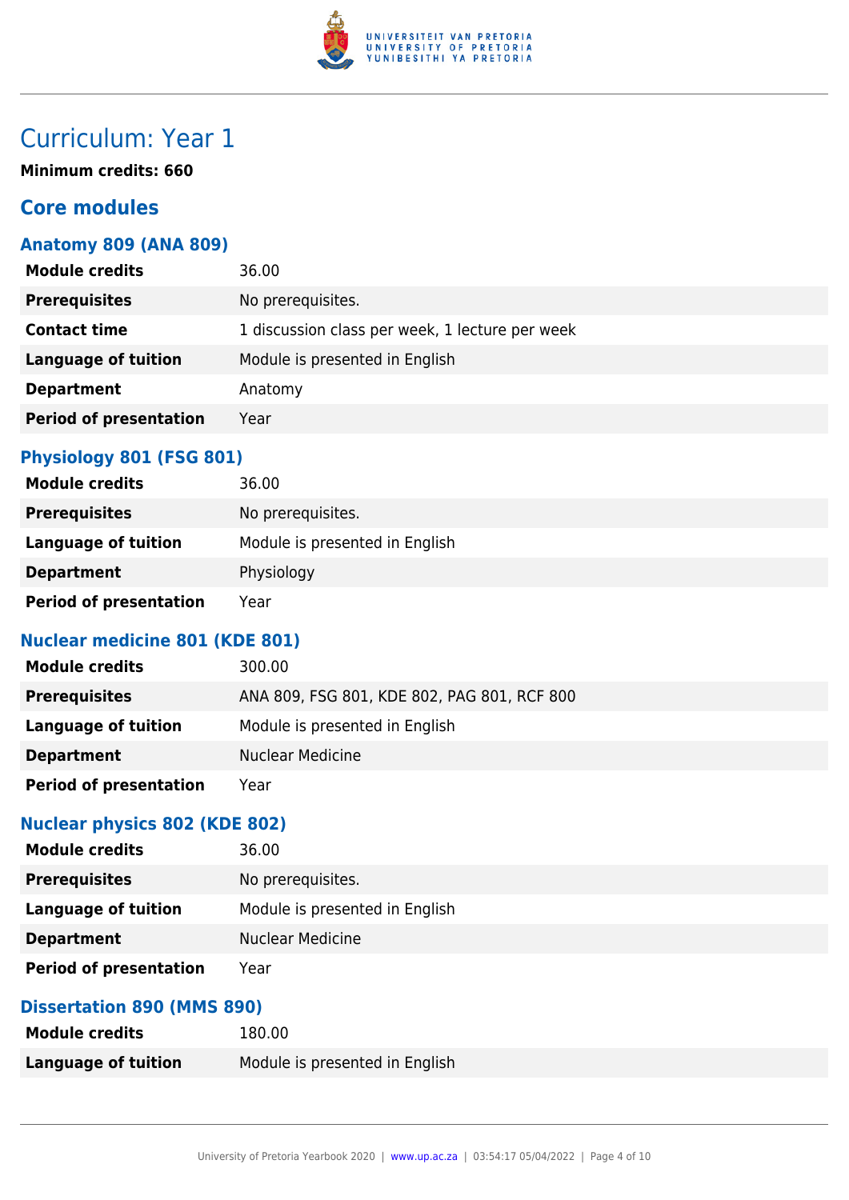# Curriculum: Year 1

**Minimum credits: 660**

## Core modules

### Anatomy 809 (ANA 809)

| | |
|---|---|
| **Module credits** | 36.00 |
| **Prerequisites** | No prerequisites. |
| **Contact time** | 1 discussion class per week, 1 lecture per week |
| **Language of tuition** | Module is presented in English |
| **Department** | Anatomy |
| **Period of presentation** | Year |

### Physiology 801 (FSG 801)

| | |
|---|---|
| **Module credits** | 36.00 |
| **Prerequisites** | No prerequisites. |
| **Language of tuition** | Module is presented in English |
| **Department** | Physiology |
| **Period of presentation** | Year |

### Nuclear medicine 801 (KDE 801)

| | |
|---|---|
| **Module credits** | 300.00 |
| **Prerequisites** | ANA 809, FSG 801, KDE 802, PAG 801, RCF 800 |
| **Language of tuition** | Module is presented in English |
| **Department** | Nuclear Medicine |
| **Period of presentation** | Year |

### Nuclear physics 802 (KDE 802)

| | |
|---|---|
| **Module credits** | 36.00 |
| **Prerequisites** | No prerequisites. |
| **Language of tuition** | Module is presented in English |
| **Department** | Nuclear Medicine |
| **Period of presentation** | Year |

### Dissertation 890 (MMS 890)

| | |
|---|---|
| **Module credits** | 180.00 |
| **Language of tuition** | Module is presented in English |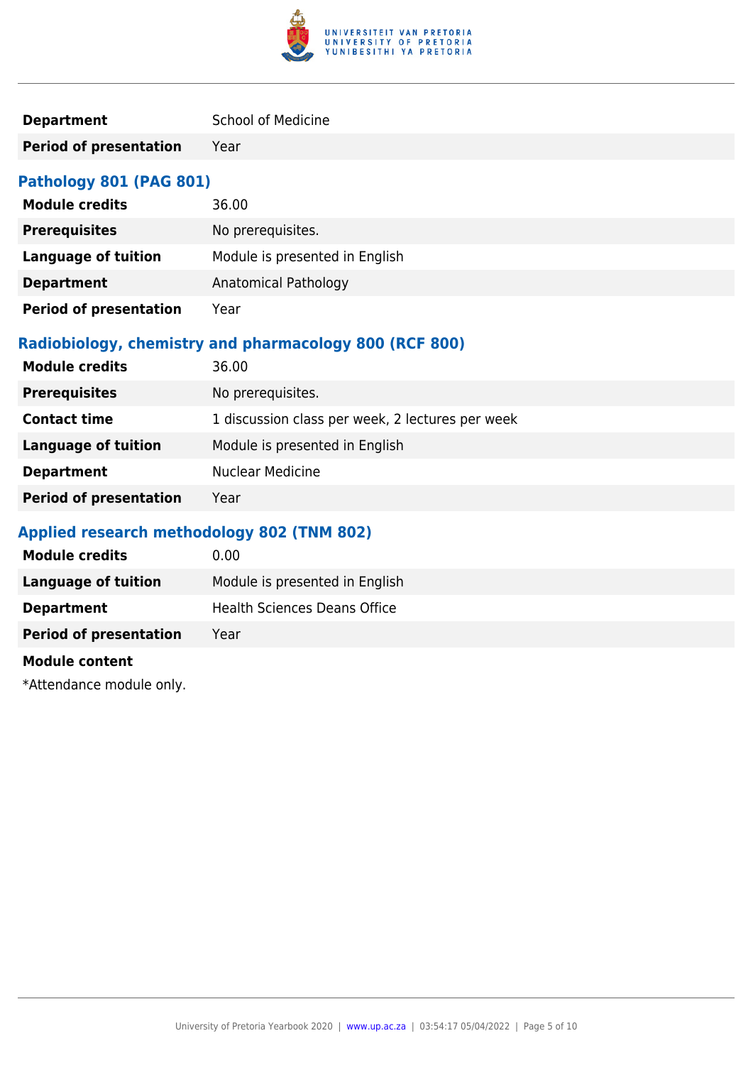| | |
|---|---|
| **Department** | School of Medicine |
| **Period of presentation** | Year |

### Pathology 801 (PAG 801)

| | |
|---|---|
| **Module credits** | 36.00 |
| **Prerequisites** | No prerequisites. |
| **Language of tuition** | Module is presented in English |
| **Department** | Anatomical Pathology |
| **Period of presentation** | Year |

### Radiobiology, chemistry and pharmacology 800 (RCF 800)

| | |
|---|---|
| **Module credits** | 36.00 |
| **Prerequisites** | No prerequisites. |
| **Contact time** | 1 discussion class per week, 2 lectures per week |
| **Language of tuition** | Module is presented in English |
| **Department** | Nuclear Medicine |
| **Period of presentation** | Year |

### Applied research methodology 802 (TNM 802)

| | |
|---|---|
| **Module credits** | 0.00 |
| **Language of tuition** | Module is presented in English |
| **Department** | Health Sciences Deans Office |
| **Period of presentation** | Year |

**Module content**

*Attendance module only.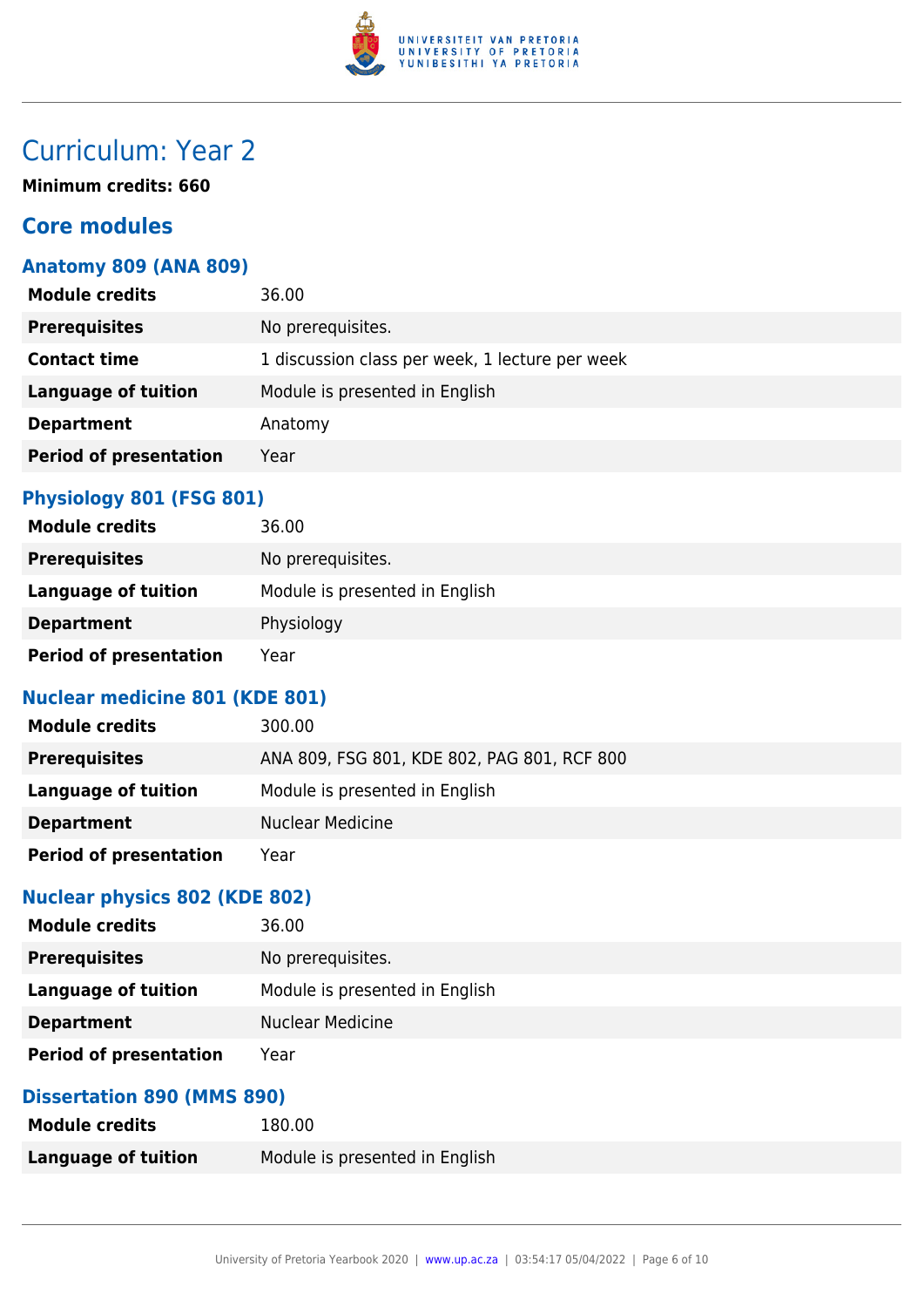# Curriculum: Year 2

**Minimum credits: 660**

## Core modules

### Anatomy 809 (ANA 809)

| | |
|---|---|
| **Module credits** | 36.00 |
| **Prerequisites** | No prerequisites. |
| **Contact time** | 1 discussion class per week, 1 lecture per week |
| **Language of tuition** | Module is presented in English |
| **Department** | Anatomy |
| **Period of presentation** | Year |

### Physiology 801 (FSG 801)

| | |
|---|---|
| **Module credits** | 36.00 |
| **Prerequisites** | No prerequisites. |
| **Language of tuition** | Module is presented in English |
| **Department** | Physiology |
| **Period of presentation** | Year |

### Nuclear medicine 801 (KDE 801)

| | |
|---|---|
| **Module credits** | 300.00 |
| **Prerequisites** | ANA 809, FSG 801, KDE 802, PAG 801, RCF 800 |
| **Language of tuition** | Module is presented in English |
| **Department** | Nuclear Medicine |
| **Period of presentation** | Year |

### Nuclear physics 802 (KDE 802)

| | |
|---|---|
| **Module credits** | 36.00 |
| **Prerequisites** | No prerequisites. |
| **Language of tuition** | Module is presented in English |
| **Department** | Nuclear Medicine |
| **Period of presentation** | Year |

### Dissertation 890 (MMS 890)

| | |
|---|---|
| **Module credits** | 180.00 |
| **Language of tuition** | Module is presented in English |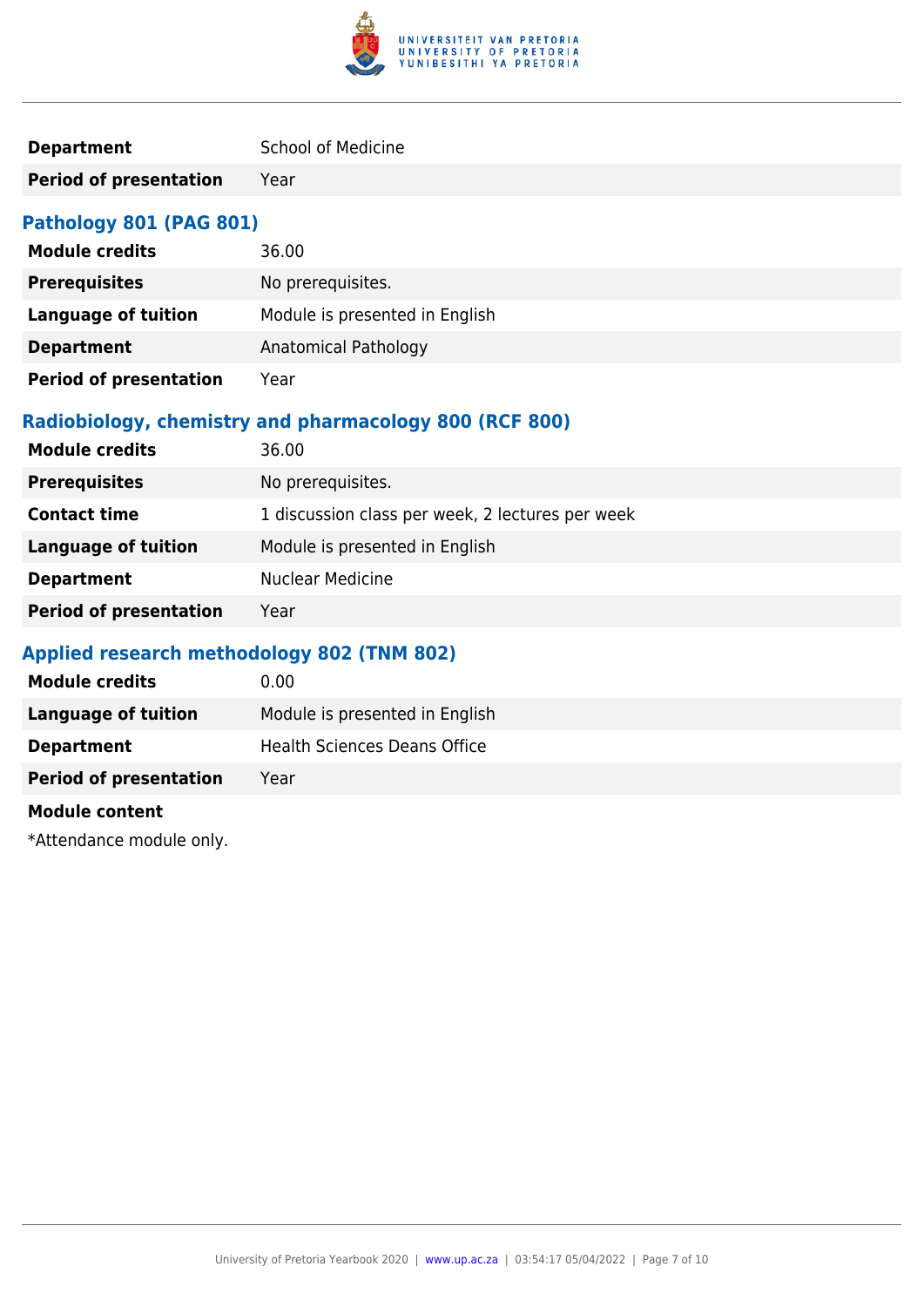| | |
|---|---|
| **Department** | School of Medicine |
| **Period of presentation** | Year |

### Pathology 801 (PAG 801)

| | |
|---|---|
| **Module credits** | 36.00 |
| **Prerequisites** | No prerequisites. |
| **Language of tuition** | Module is presented in English |
| **Department** | Anatomical Pathology |
| **Period of presentation** | Year |

### Radiobiology, chemistry and pharmacology 800 (RCF 800)

| | |
|---|---|
| **Module credits** | 36.00 |
| **Prerequisites** | No prerequisites. |
| **Contact time** | 1 discussion class per week, 2 lectures per week |
| **Language of tuition** | Module is presented in English |
| **Department** | Nuclear Medicine |
| **Period of presentation** | Year |

### Applied research methodology 802 (TNM 802)

| | |
|---|---|
| **Module credits** | 0.00 |
| **Language of tuition** | Module is presented in English |
| **Department** | Health Sciences Deans Office |
| **Period of presentation** | Year |

**Module content**

*Attendance module only.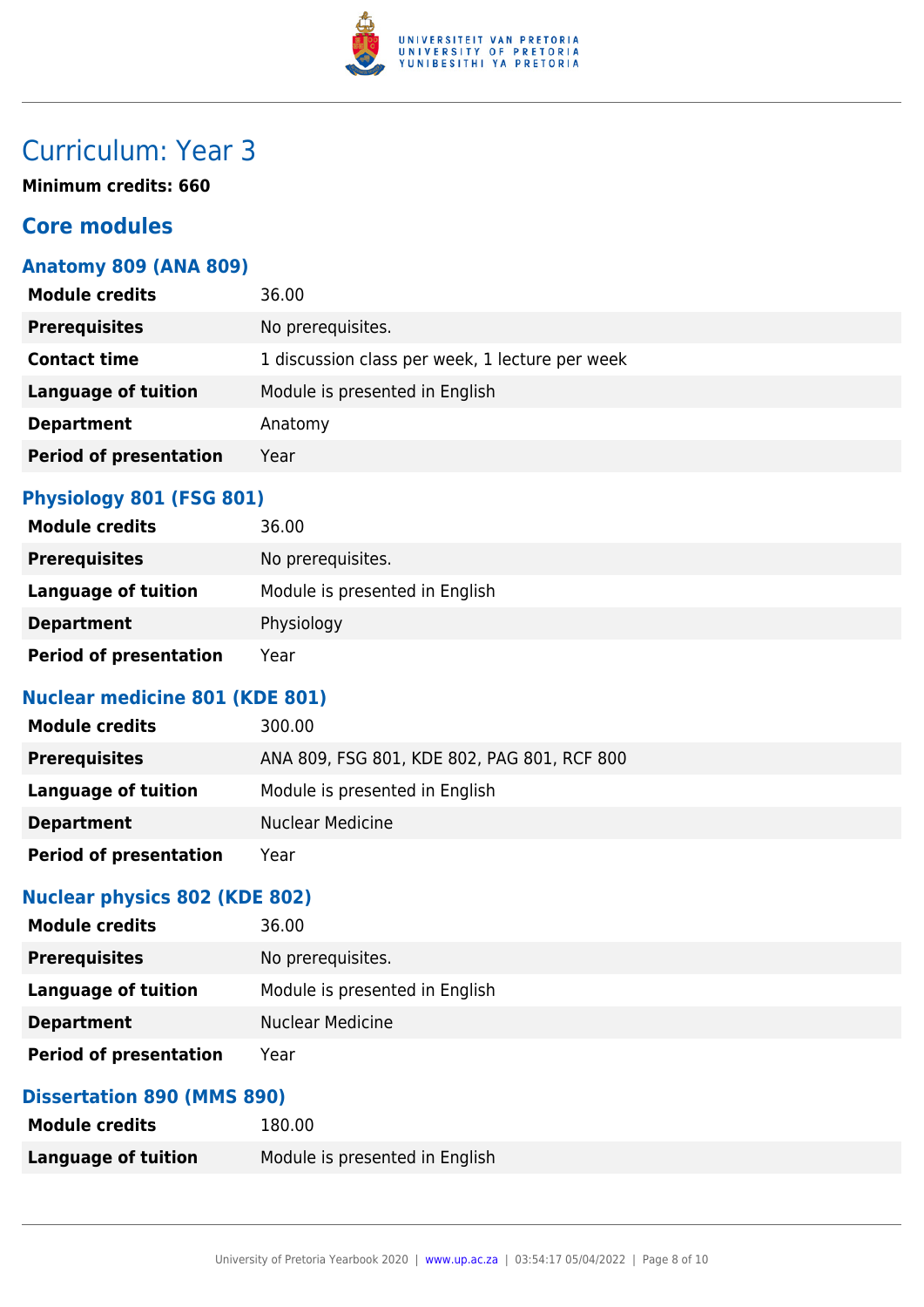# Curriculum: Year 3

**Minimum credits: 660**

## Core modules

### Anatomy 809 (ANA 809)

| | |
|---|---|
| **Module credits** | 36.00 |
| **Prerequisites** | No prerequisites. |
| **Contact time** | 1 discussion class per week, 1 lecture per week |
| **Language of tuition** | Module is presented in English |
| **Department** | Anatomy |
| **Period of presentation** | Year |

### Physiology 801 (FSG 801)

| | |
|---|---|
| **Module credits** | 36.00 |
| **Prerequisites** | No prerequisites. |
| **Language of tuition** | Module is presented in English |
| **Department** | Physiology |
| **Period of presentation** | Year |

### Nuclear medicine 801 (KDE 801)

| | |
|---|---|
| **Module credits** | 300.00 |
| **Prerequisites** | ANA 809, FSG 801, KDE 802, PAG 801, RCF 800 |
| **Language of tuition** | Module is presented in English |
| **Department** | Nuclear Medicine |
| **Period of presentation** | Year |

### Nuclear physics 802 (KDE 802)

| | |
|---|---|
| **Module credits** | 36.00 |
| **Prerequisites** | No prerequisites. |
| **Language of tuition** | Module is presented in English |
| **Department** | Nuclear Medicine |
| **Period of presentation** | Year |

### Dissertation 890 (MMS 890)

| | |
|---|---|
| **Module credits** | 180.00 |
| **Language of tuition** | Module is presented in English |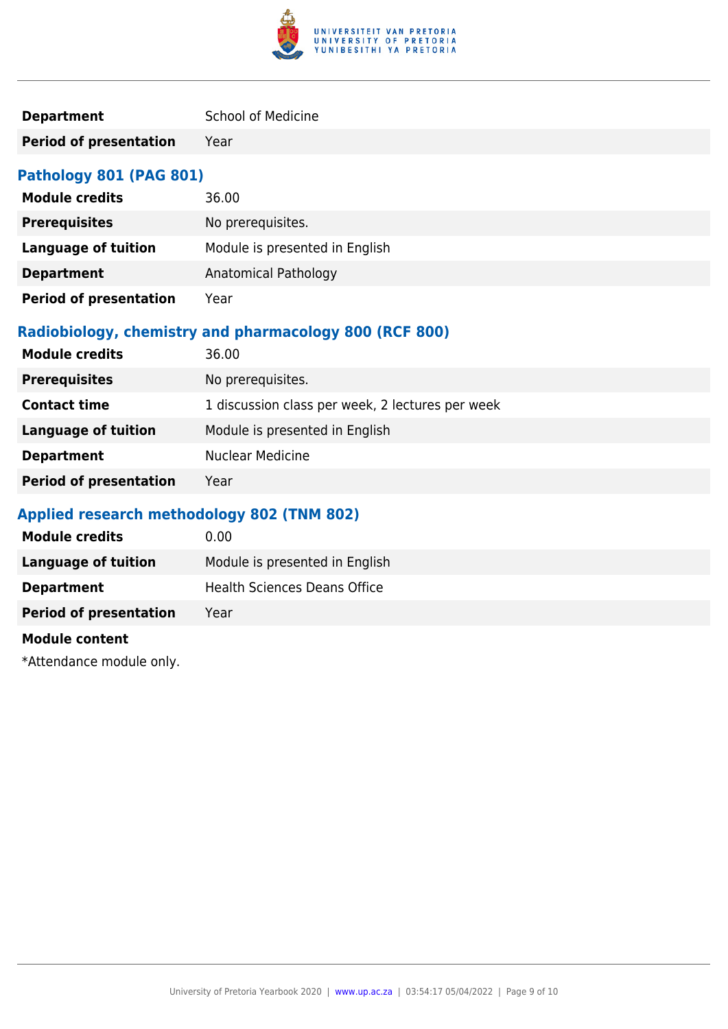| | |
|---|---|
| **Department** | School of Medicine |
| **Period of presentation** | Year |

### Pathology 801 (PAG 801)

| | |
|---|---|
| **Module credits** | 36.00 |
| **Prerequisites** | No prerequisites. |
| **Language of tuition** | Module is presented in English |
| **Department** | Anatomical Pathology |
| **Period of presentation** | Year |

### Radiobiology, chemistry and pharmacology 800 (RCF 800)

| | |
|---|---|
| **Module credits** | 36.00 |
| **Prerequisites** | No prerequisites. |
| **Contact time** | 1 discussion class per week, 2 lectures per week |
| **Language of tuition** | Module is presented in English |
| **Department** | Nuclear Medicine |
| **Period of presentation** | Year |

### Applied research methodology 802 (TNM 802)

| | |
|---|---|
| **Module credits** | 0.00 |
| **Language of tuition** | Module is presented in English |
| **Department** | Health Sciences Deans Office |
| **Period of presentation** | Year |

**Module content**

*Attendance module only.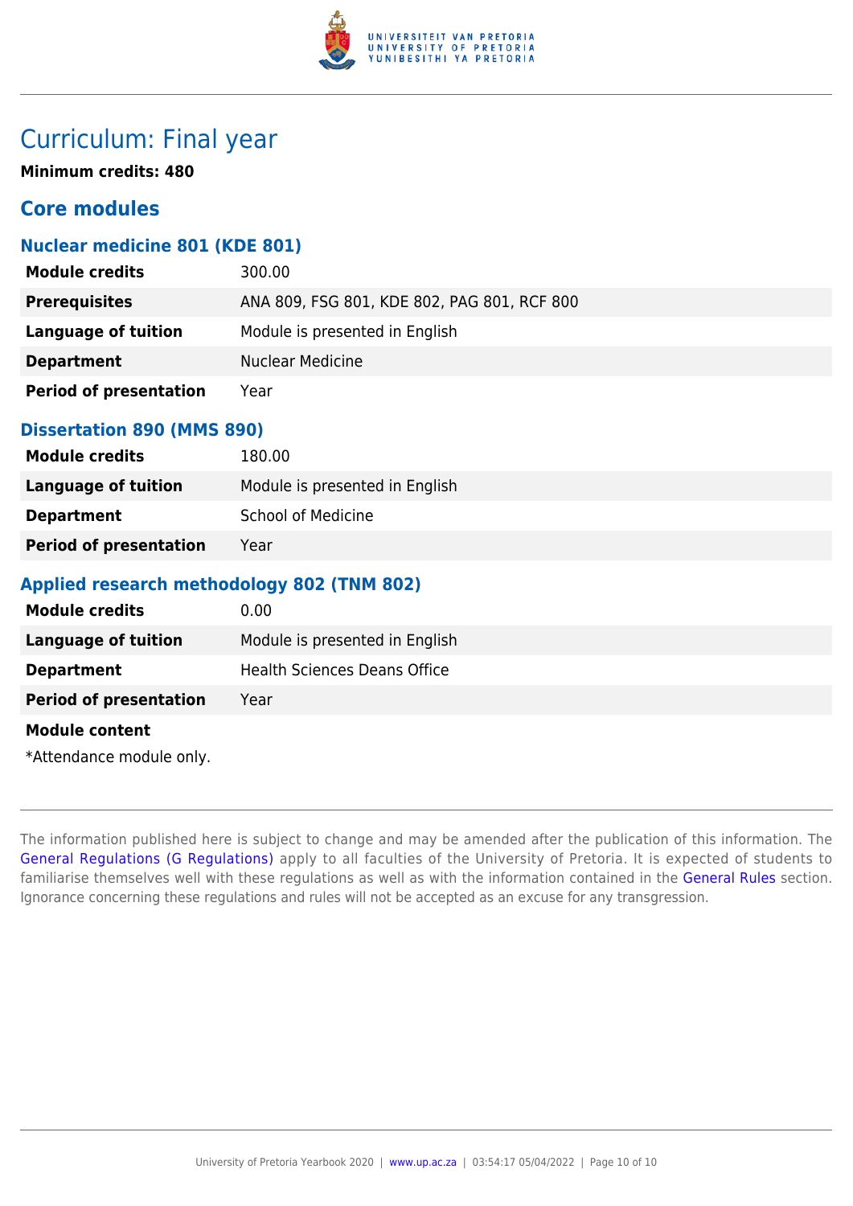# Curriculum: Final year

**Minimum credits: 480**

## Core modules

### Nuclear medicine 801 (KDE 801)

| | |
|---|---|
| **Module credits** | 300.00 |
| **Prerequisites** | ANA 809, FSG 801, KDE 802, PAG 801, RCF 800 |
| **Language of tuition** | Module is presented in English |
| **Department** | Nuclear Medicine |
| **Period of presentation** | Year |

### Dissertation 890 (MMS 890)

| | |
|---|---|
| **Module credits** | 180.00 |
| **Language of tuition** | Module is presented in English |
| **Department** | School of Medicine |
| **Period of presentation** | Year |

### Applied research methodology 802 (TNM 802)

| | |
|---|---|
| **Module credits** | 0.00 |
| **Language of tuition** | Module is presented in English |
| **Department** | Health Sciences Deans Office |
| **Period of presentation** | Year |

**Module content**

*Attendance module only.

The information published here is subject to change and may be amended after the publication of this information. The General Regulations (G Regulations) apply to all faculties of the University of Pretoria. It is expected of students to familiarise themselves well with these regulations as well as with the information contained in the General Rules section. Ignorance concerning these regulations and rules will not be accepted as an excuse for any transgression.